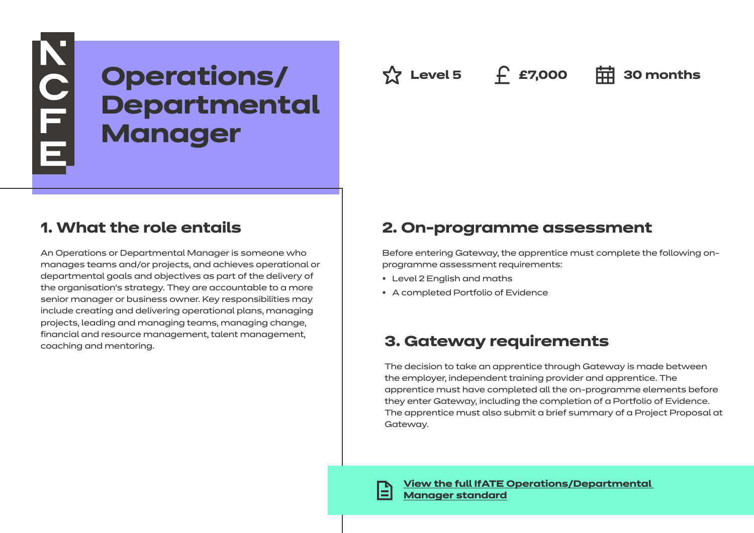NCFE

# Operations/ Departmental Manager

Level 5 | £7,000 | 30 months

## 1. What the role entails

An Operations or Departmental Manager is someone who manages teams and/or projects, and achieves operational or departmental goals and objectives as part of the delivery of the organisation's strategy. They are accountable to a more senior manager or business owner. Key responsibilities may include creating and delivering operational plans, managing projects, leading and managing teams, managing change, financial and resource management, talent management, coaching and mentoring.

## 2. On-programme assessment

Before entering Gateway, the apprentice must complete the following on-programme assessment requirements:

- Level 2 English and maths
- A completed Portfolio of Evidence

## 3. Gateway requirements

The decision to take an apprentice through Gateway is made between the employer, independent training provider and apprentice. The apprentice must have completed all the on-programme elements before they enter Gateway, including the completion of a Portfolio of Evidence. The apprentice must also submit a brief summary of a Project Proposal at Gateway.

**View the full IfATE Operations/Departmental Manager standard**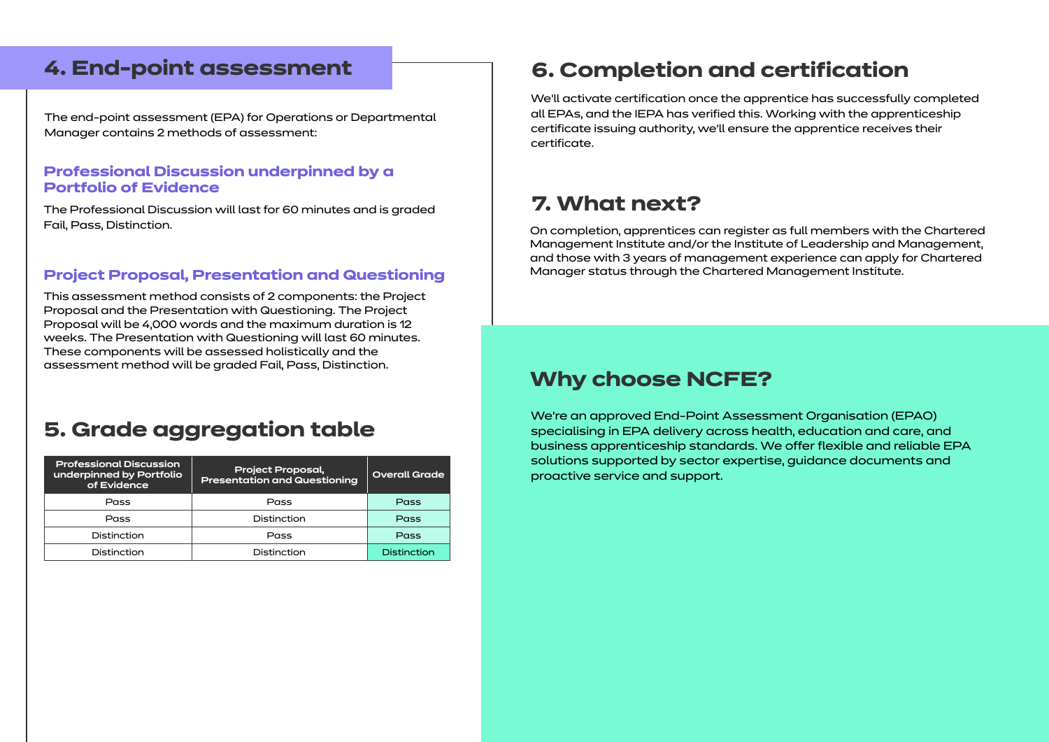## 4. End-point assessment

The end-point assessment (EPA) for Operations or Departmental Manager contains 2 methods of assessment:

### Professional Discussion underpinned by a Portfolio of Evidence

The Professional Discussion will last for 60 minutes and is graded Fail, Pass, Distinction.

### Project Proposal, Presentation and Questioning

This assessment method consists of 2 components: the Project Proposal and the Presentation with Questioning. The Project Proposal will be 4,000 words and the maximum duration is 12 weeks. The Presentation with Questioning will last 60 minutes. These components will be assessed holistically and the assessment method will be graded Fail, Pass, Distinction.

## 5. Grade aggregation table

| Professional Discussion underpinned by Portfolio of Evidence | Project Proposal, Presentation and Questioning | Overall Grade |
|---|---|---|
| Pass | Pass | Pass |
| Pass | Distinction | Pass |
| Distinction | Pass | Pass |
| Distinction | Distinction | Distinction |

## 6. Completion and certification

We'll activate certification once the apprentice has successfully completed all EPAs, and the IEPA has verified this. Working with the apprenticeship certificate issuing authority, we'll ensure the apprentice receives their certificate.

## 7. What next?

On completion, apprentices can register as full members with the Chartered Management Institute and/or the Institute of Leadership and Management, and those with 3 years of management experience can apply for Chartered Manager status through the Chartered Management Institute.

## Why choose NCFE?

We're an approved End-Point Assessment Organisation (EPAO) specialising in EPA delivery across health, education and care, and business apprenticeship standards. We offer flexible and reliable EPA solutions supported by sector expertise, guidance documents and proactive service and support.